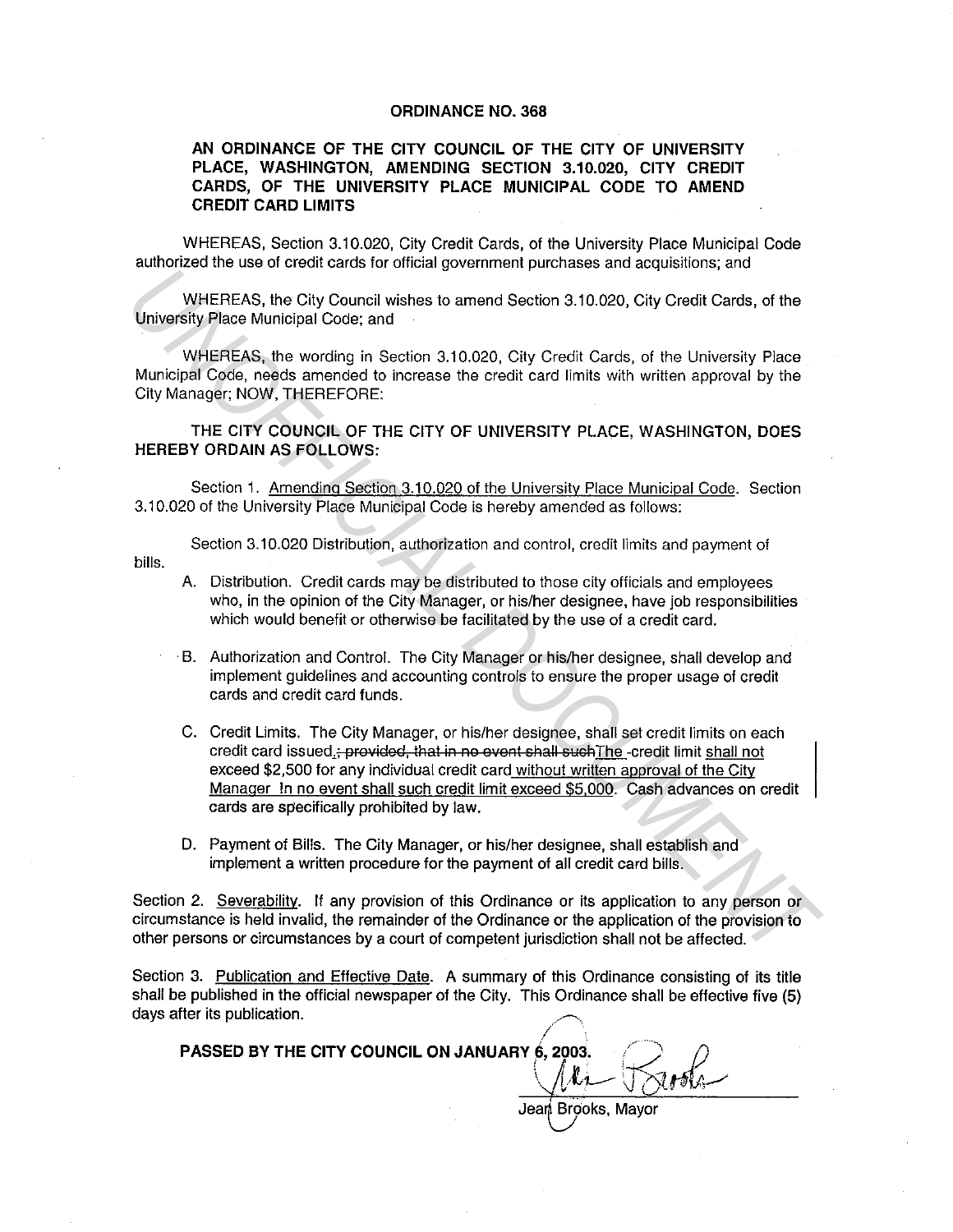# ORDINANCE NO. 368

**AN ORDINANCE OF THE CITY COUNCIL OF THE CITY OF UNIVERSITY PLACE, WASHINGTON, AMENDING SECTION 3.10.020, CITY CREDIT CARDS, OF THE UNIVERSITY PLACE MUNICIPAL CODE TO AMEND CREDIT CARD LIMITS**

WHEREAS, Section 3.10.020, City Credit Cards, of the University Place Municipal Code authorized the use of credit cards for official government purchases and acquisitions; and

WHEREAS, the City Council wishes to amend Section 3.10.020, City Credit Cards, of the University Place Municipal Code; and

WHEREAS, the wording in Section 3.10.020, City Credit Cards, of the University Place Municipal Code, needs amended to increase the credit card limits with written approval by the City Manager; NOW, THEREFORE:

**THE CITY COUNCIL OF THE CITY OF UNIVERSITY PLACE, WASHINGTON, DOES HEREBY ORDAIN AS FOLLOWS:**

Section 1. <u>Amending Section 3.10.020 of the University Place Municipal Code</u>. Section 3.10.020 of the University Place Municipal Code is hereby amended as follows:

Section 3.10.020 Distribution, authorization and control, credit limits and payment of bills.

A. Distribution. Credit cards may be distributed to those city officials and employees who, in the opinion of the City Manager, or his/her designee, have job responsibilities which would benefit or otherwise be facilitated by the use of a credit card.

B. Authorization and Control. The City Manager or his/her designee, shall develop and implement guidelines and accounting controls to ensure the proper usage of credit cards and credit card funds.

C. Credit Limits. The City Manager, or his/her designee, shall set credit limits on each credit card issued.~~; provided, that in no event shall such~~<u>The</u> credit limit <u>shall not</u> exceed $2,500 for any individual credit card <u>without written approval of the City Manager In no event shall such credit limit exceed $5,000</u>. Cash advances on credit cards are specifically prohibited by law.

D. Payment of Bills. The City Manager, or his/her designee, shall establish and implement a written procedure for the payment of all credit card bills.

Section 2. <u>Severability</u>. If any provision of this Ordinance or its application to any person or circumstance is held invalid, the remainder of the Ordinance or the application of the provision to other persons or circumstances by a court of competent jurisdiction shall not be affected.

Section 3. <u>Publication and Effective Date</u>. A summary of this Ordinance consisting of its title shall be published in the official newspaper of the City. This Ordinance shall be effective five (5) days after its publication.

**PASSED BY THE CITY COUNCIL ON JANUARY 6, 2003.**

Jean Brooks, Mayor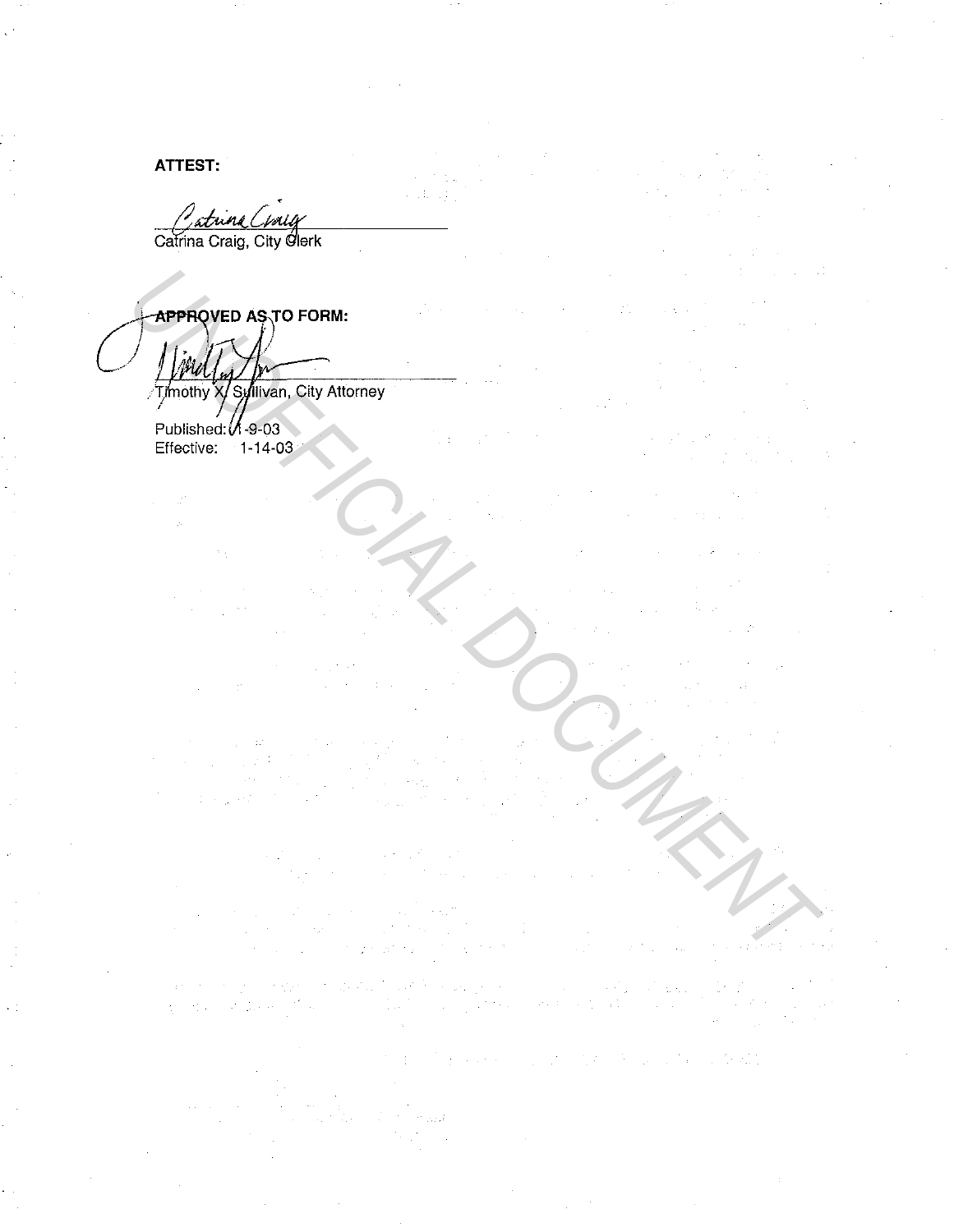**ATTEST:**

Catrina Craig, City Clerk

**APPROVED AS TO FORM:**

Timothy X. Sullivan, City Attorney

Published: 1-9-03
Effective: 1-14-03

UNOFFICIAL DOCUMENT